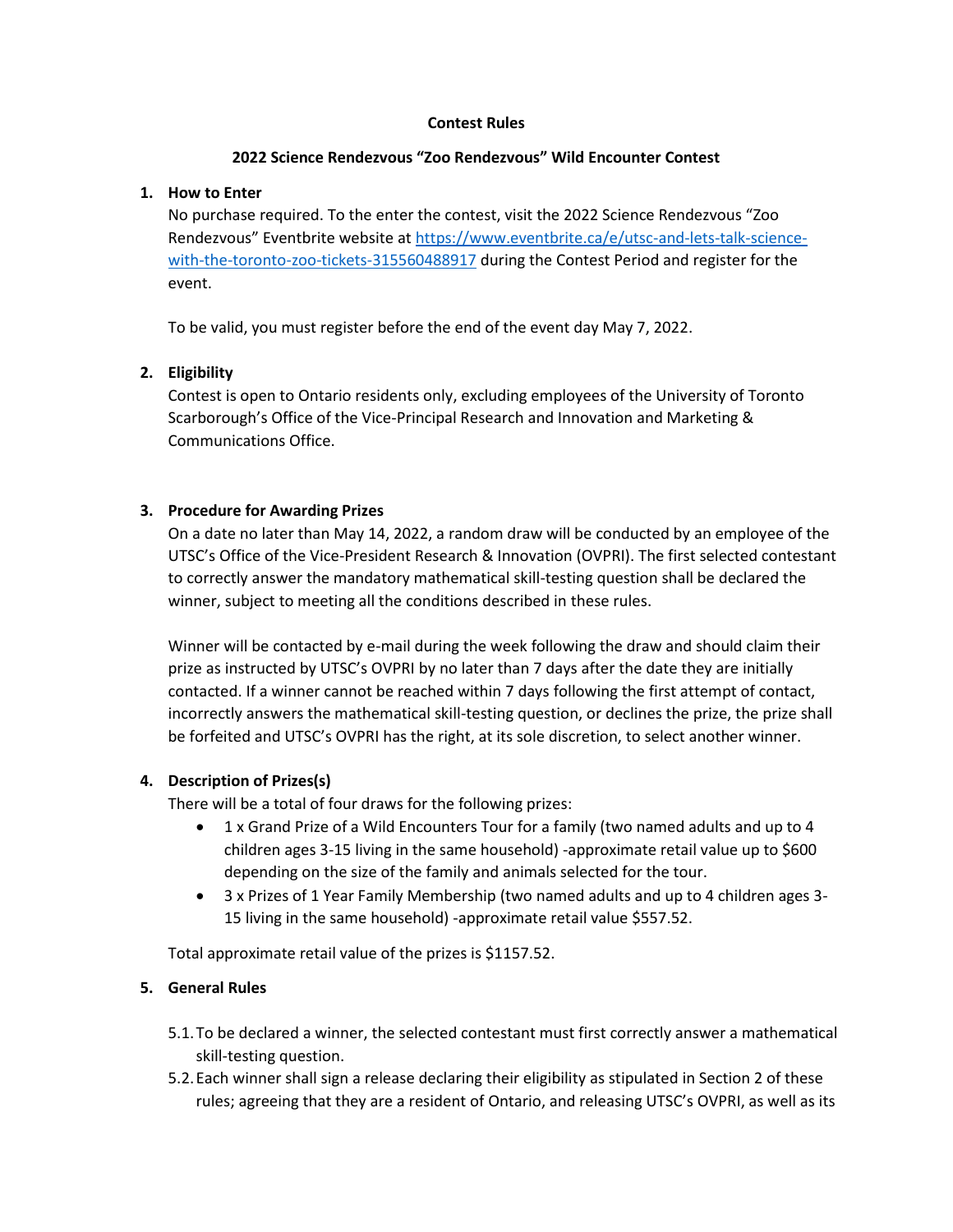**Contest Rules**

**2022 Science Rendezvous "Zoo Rendezvous" Wild Encounter Contest**

1. **How to Enter**

   No purchase required. To the enter the contest, visit the 2022 Science Rendezvous "Zoo Rendezvous" Eventbrite website at [https://www.eventbrite.ca/e/utsc-and-lets-talk-science-with-the-toronto-zoo-tickets-315560488917](https://www.eventbrite.ca/e/utsc-and-lets-talk-science-with-the-toronto-zoo-tickets-315560488917) during the Contest Period and register for the event.

   To be valid, you must register before the end of the event day May 7, 2022.

2. **Eligibility**

   Contest is open to Ontario residents only, excluding employees of the University of Toronto Scarborough's Office of the Vice-Principal Research and Innovation and Marketing & Communications Office.

3. **Procedure for Awarding Prizes**

   On a date no later than May 14, 2022, a random draw will be conducted by an employee of the UTSC's Office of the Vice-President Research & Innovation (OVPRI). The first selected contestant to correctly answer the mandatory mathematical skill-testing question shall be declared the winner, subject to meeting all the conditions described in these rules.

   Winner will be contacted by e-mail during the week following the draw and should claim their prize as instructed by UTSC's OVPRI by no later than 7 days after the date they are initially contacted. If a winner cannot be reached within 7 days following the first attempt of contact, incorrectly answers the mathematical skill-testing question, or declines the prize, the prize shall be forfeited and UTSC's OVPRI has the right, at its sole discretion, to select another winner.

4. **Description of Prizes(s)**

   There will be a total of four draws for the following prizes:

   - 1 x Grand Prize of a Wild Encounters Tour for a family (two named adults and up to 4 children ages 3-15 living in the same household) -approximate retail value up to $600 depending on the size of the family and animals selected for the tour.
   - 3 x Prizes of 1 Year Family Membership (two named adults and up to 4 children ages 3-15 living in the same household) -approximate retail value $557.52.

   Total approximate retail value of the prizes is $1157.52.

5. **General Rules**

   5.1. To be declared a winner, the selected contestant must first correctly answer a mathematical skill-testing question.

   5.2. Each winner shall sign a release declaring their eligibility as stipulated in Section 2 of these rules; agreeing that they are a resident of Ontario, and releasing UTSC's OVPRI, as well as its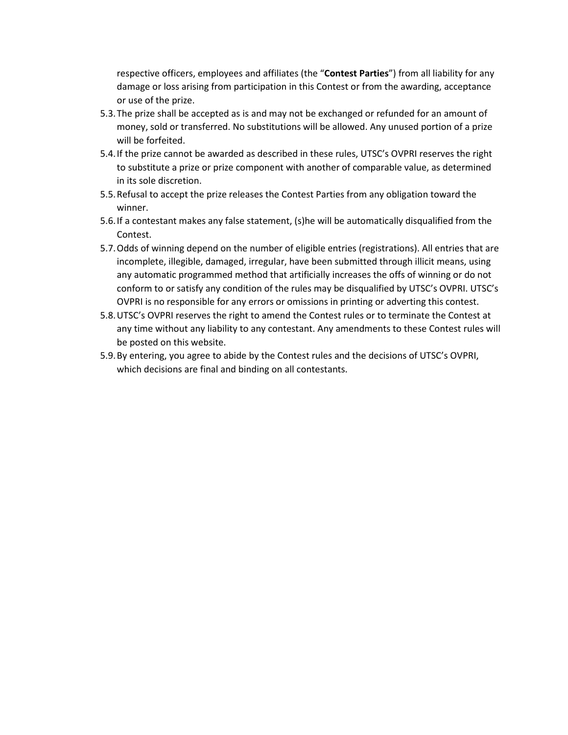respective officers, employees and affiliates (the "**Contest Parties**") from all liability for any damage or loss arising from participation in this Contest or from the awarding, acceptance or use of the prize.

5.3. The prize shall be accepted as is and may not be exchanged or refunded for an amount of money, sold or transferred. No substitutions will be allowed. Any unused portion of a prize will be forfeited.

5.4. If the prize cannot be awarded as described in these rules, UTSC's OVPRI reserves the right to substitute a prize or prize component with another of comparable value, as determined in its sole discretion.

5.5. Refusal to accept the prize releases the Contest Parties from any obligation toward the winner.

5.6. If a contestant makes any false statement, (s)he will be automatically disqualified from the Contest.

5.7. Odds of winning depend on the number of eligible entries (registrations). All entries that are incomplete, illegible, damaged, irregular, have been submitted through illicit means, using any automatic programmed method that artificially increases the offs of winning or do not conform to or satisfy any condition of the rules may be disqualified by UTSC's OVPRI. UTSC's OVPRI is no responsible for any errors or omissions in printing or adverting this contest.

5.8. UTSC's OVPRI reserves the right to amend the Contest rules or to terminate the Contest at any time without any liability to any contestant. Any amendments to these Contest rules will be posted on this website.

5.9. By entering, you agree to abide by the Contest rules and the decisions of UTSC's OVPRI, which decisions are final and binding on all contestants.